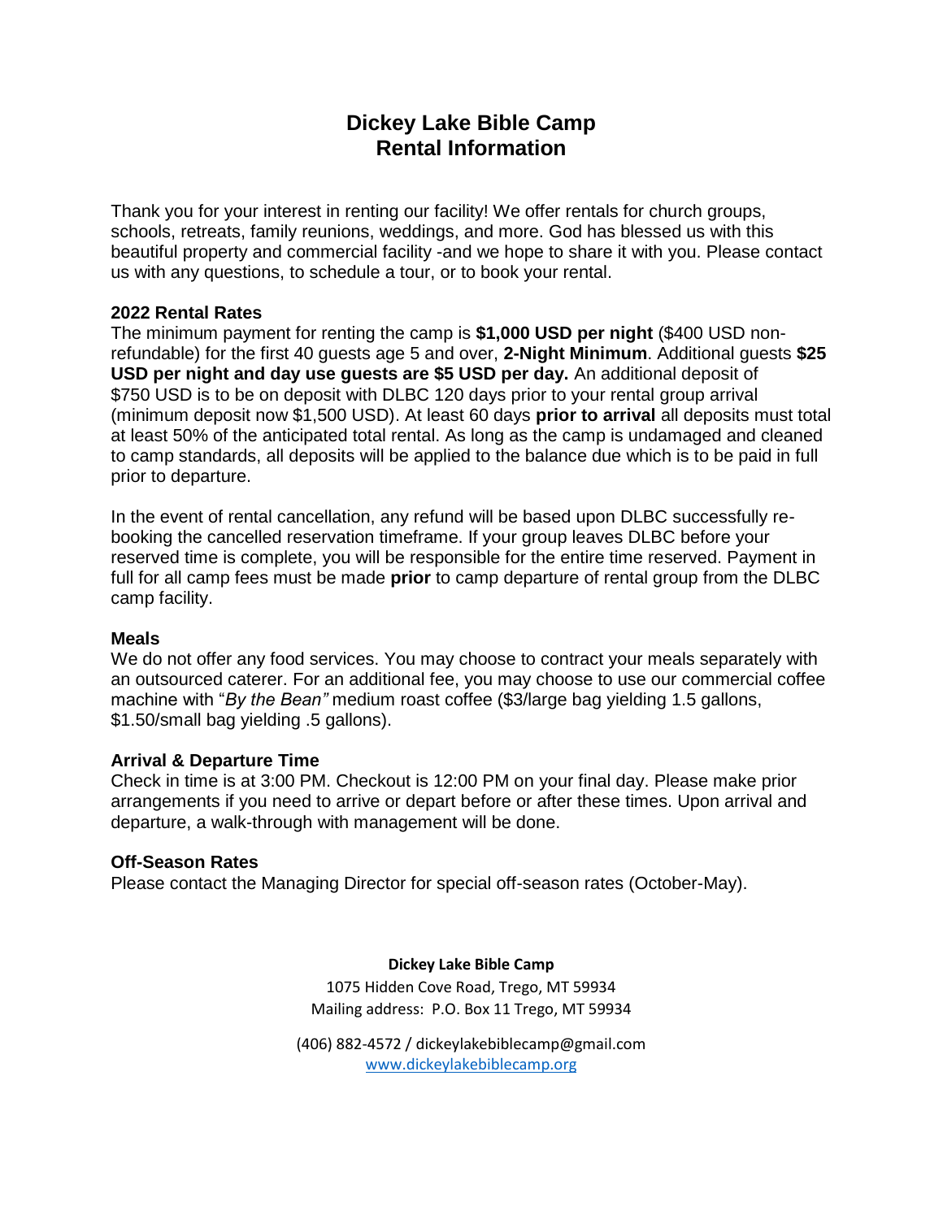# Dickey Lake Bible Camp
# Rental Information

Thank you for your interest in renting our facility! We offer rentals for church groups, schools, retreats, family reunions, weddings, and more. God has blessed us with this beautiful property and commercial facility -and we hope to share it with you. Please contact us with any questions, to schedule a tour, or to book your rental.

### 2022 Rental Rates

The minimum payment for renting the camp is **$1,000 USD per night** ($400 USD non-refundable) for the first 40 guests age 5 and over, **2-Night Minimum**. Additional guests **$25 USD per night and day use guests are $5 USD per day.** An additional deposit of $750 USD is to be on deposit with DLBC 120 days prior to your rental group arrival (minimum deposit now $1,500 USD). At least 60 days **prior to arrival** all deposits must total at least 50% of the anticipated total rental. As long as the camp is undamaged and cleaned to camp standards, all deposits will be applied to the balance due which is to be paid in full prior to departure.

In the event of rental cancellation, any refund will be based upon DLBC successfully re-booking the cancelled reservation timeframe. If your group leaves DLBC before your reserved time is complete, you will be responsible for the entire time reserved. Payment in full for all camp fees must be made **prior** to camp departure of rental group from the DLBC camp facility.

### Meals

We do not offer any food services. You may choose to contract your meals separately with an outsourced caterer. For an additional fee, you may choose to use our commercial coffee machine with "*By the Bean"* medium roast coffee ($3/large bag yielding 1.5 gallons, $1.50/small bag yielding .5 gallons).

### Arrival & Departure Time

Check in time is at 3:00 PM. Checkout is 12:00 PM on your final day. Please make prior arrangements if you need to arrive or depart before or after these times. Upon arrival and departure, a walk-through with management will be done.

### Off-Season Rates

Please contact the Managing Director for special off-season rates (October-May).

**Dickey Lake Bible Camp**
1075 Hidden Cove Road, Trego, MT 59934
Mailing address: P.O. Box 11 Trego, MT 59934

(406) 882-4572 / dickeylakebiblecamp@gmail.com
www.dickeylakebiblecamp.org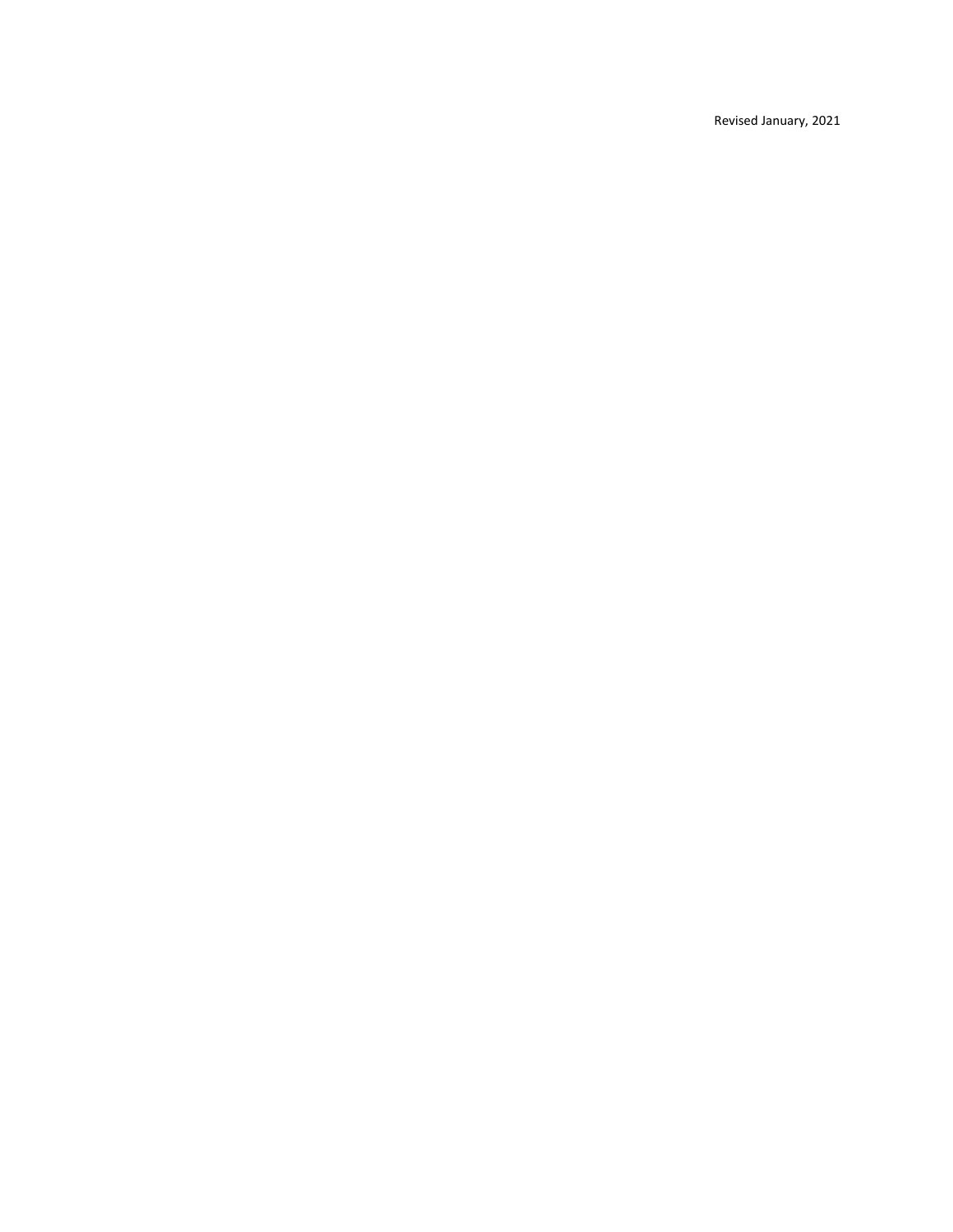Revised January, 2021